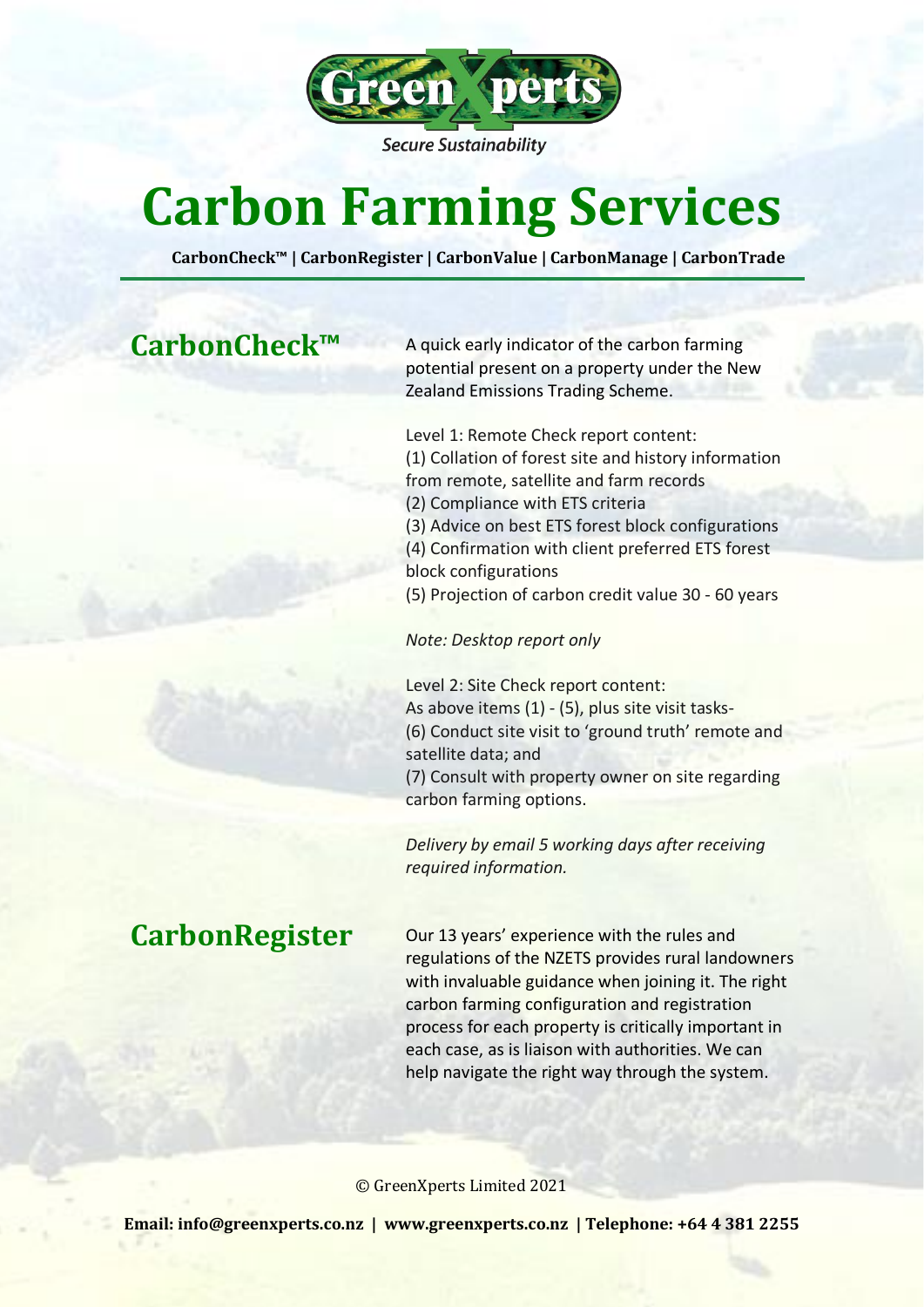GreenXperts

*Secure Sustainability*

# Carbon Farming Services

**CarbonCheck™ | CarbonRegister | CarbonValue | CarbonManage | CarbonTrade**

## CarbonCheck™

A quick early indicator of the carbon farming potential present on a property under the New Zealand Emissions Trading Scheme.

Level 1: Remote Check report content:
(1) Collation of forest site and history information from remote, satellite and farm records
(2) Compliance with ETS criteria
(3) Advice on best ETS forest block configurations
(4) Confirmation with client preferred ETS forest block configurations
(5) Projection of carbon credit value 30 - 60 years

*Note: Desktop report only*

Level 2: Site Check report content:
As above items (1) - (5), plus site visit tasks-
(6) Conduct site visit to 'ground truth' remote and satellite data; and
(7) Consult with property owner on site regarding carbon farming options.

*Delivery by email 5 working days after receiving required information.*

## CarbonRegister

Our 13 years' experience with the rules and regulations of the NZETS provides rural landowners with invaluable guidance when joining it. The right carbon farming configuration and registration process for each property is critically important in each case, as is liaison with authorities. We can help navigate the right way through the system.

© GreenXperts Limited 2021

**Email: info@greenxperts.co.nz | www.greenxperts.co.nz | Telephone: +64 4 381 2255**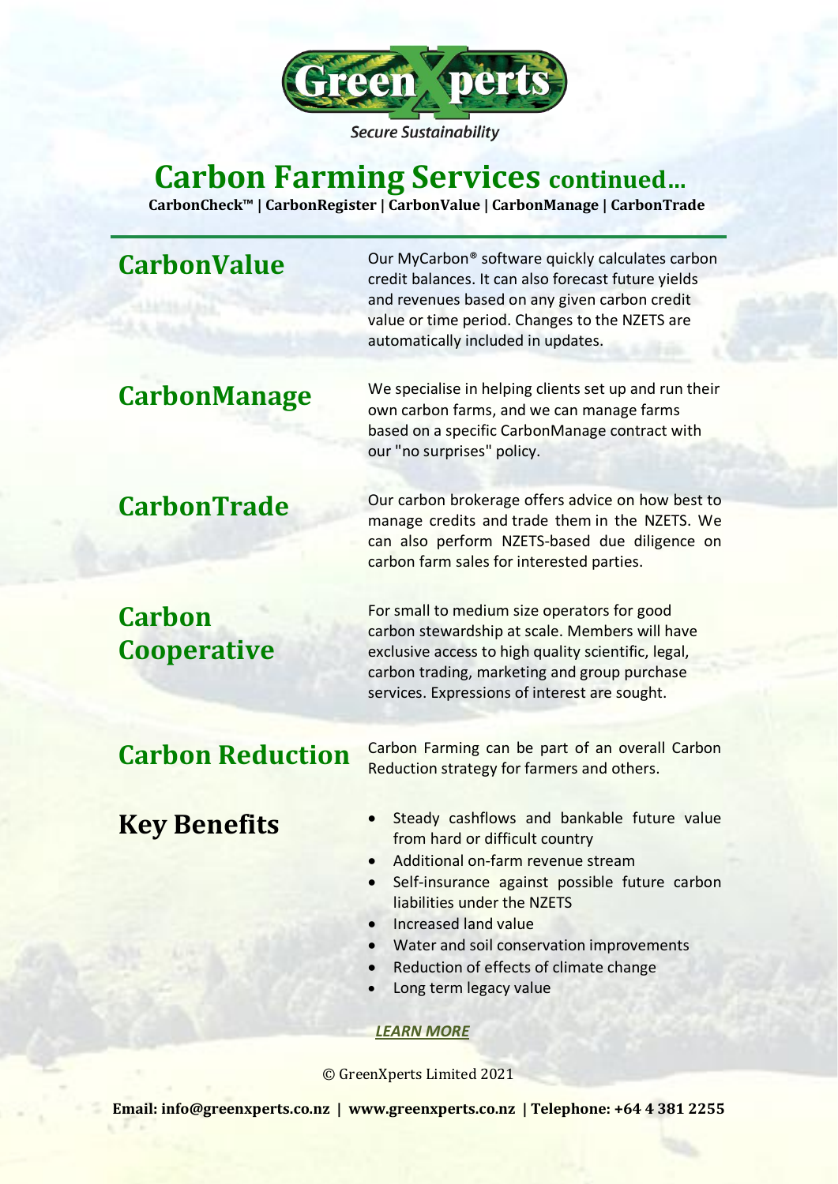GreenXperts

*Secure Sustainability*

# Carbon Farming Services continued…

**CarbonCheck™ | CarbonRegister | CarbonValue | CarbonManage | CarbonTrade**

## CarbonValue

Our MyCarbon® software quickly calculates carbon credit balances. It can also forecast future yields and revenues based on any given carbon credit value or time period. Changes to the NZETS are automatically included in updates.

## CarbonManage

We specialise in helping clients set up and run their own carbon farms, and we can manage farms based on a specific CarbonManage contract with our "no surprises" policy.

## CarbonTrade

Our carbon brokerage offers advice on how best to manage credits and trade them in the NZETS. We can also perform NZETS-based due diligence on carbon farm sales for interested parties.

## Carbon Cooperative

For small to medium size operators for good carbon stewardship at scale. Members will have exclusive access to high quality scientific, legal, carbon trading, marketing and group purchase services. Expressions of interest are sought.

## Carbon Reduction

Carbon Farming can be part of an overall Carbon Reduction strategy for farmers and others.

## Key Benefits

- Steady cashflows and bankable future value from hard or difficult country
- Additional on-farm revenue stream
- Self-insurance against possible future carbon liabilities under the NZETS
- Increased land value
- Water and soil conservation improvements
- Reduction of effects of climate change
- Long term legacy value

***LEARN MORE***

© GreenXperts Limited 2021

**Email: info@greenxperts.co.nz | www.greenxperts.co.nz | Telephone: +64 4 381 2255**